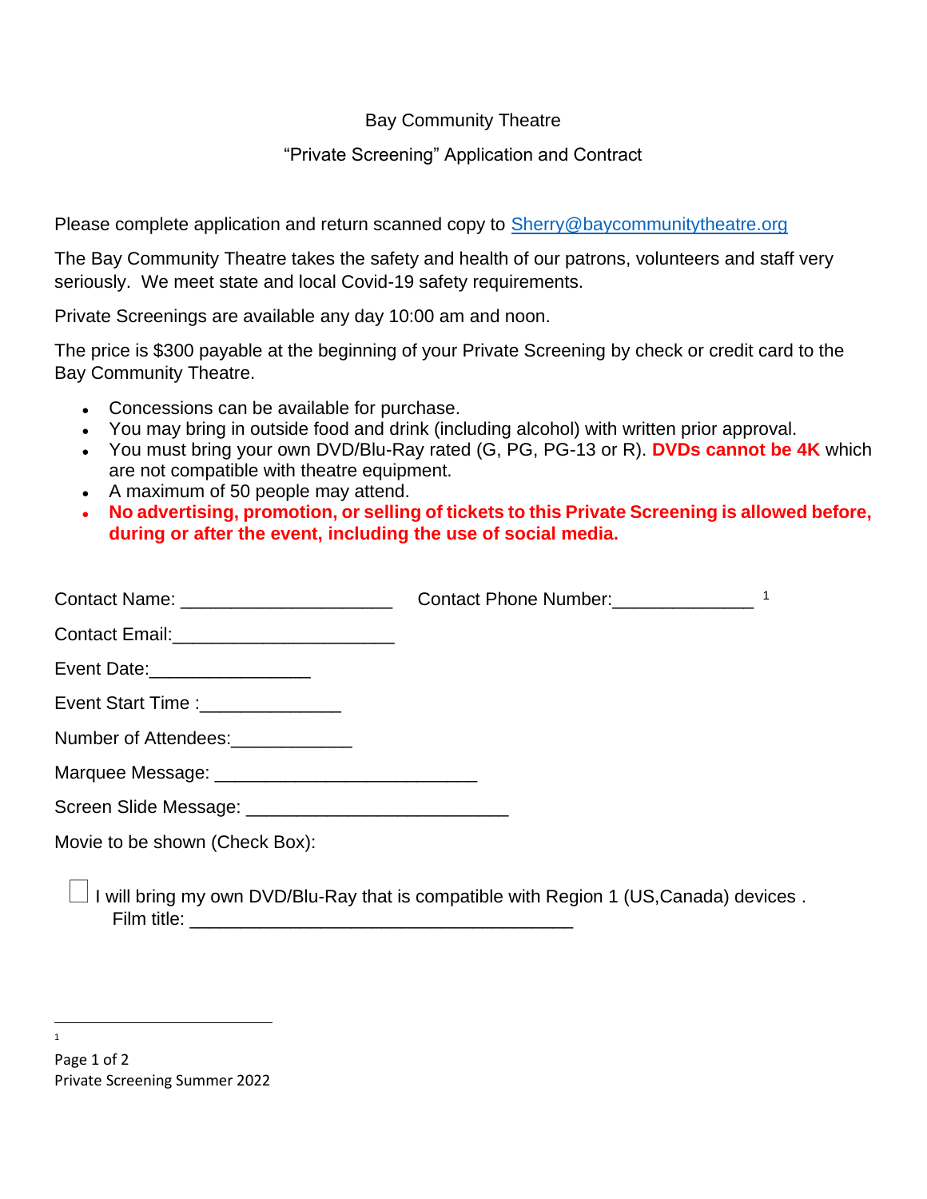Bay Community Theatre

"Private Screening" Application and Contract

Please complete application and return scanned copy to [Sherry@baycommunitytheatre.org](mailto:Sherry@baycommunitytheatre.org)

The Bay Community Theatre takes the safety and health of our patrons, volunteers and staff very seriously. We meet state and local Covid-19 safety requirements.

Private Screenings are available any day 10:00 am and noon.

The price is $300 payable at the beginning of your Private Screening by check or credit card to the Bay Community Theatre.

- Concessions can be available for purchase.
- You may bring in outside food and drink (including alcohol) with written prior approval.
- You must bring your own DVD/Blu-Ray rated (G, PG, PG-13 or R). **DVDs cannot be 4K** which are not compatible with theatre equipment.
- A maximum of 50 people may attend.
- **No advertising, promotion, or selling of tickets to this Private Screening is allowed before, during or after the event, including the use of social media.**

Contact Name: ____________________ Contact Phone Number:_____________ [1]

Contact Email:_____________________

Event Date:________________

Event Start Time :_____________

Number of Attendees:____________

Marquee Message: _________________________

Screen Slide Message: _________________________

Movie to be shown (Check Box):

☐ I will bring my own DVD/Blu-Ray that is compatible with Region 1 (US,Canada) devices .
Film title: _____________________________________

[1]

Private Screening Summer 2022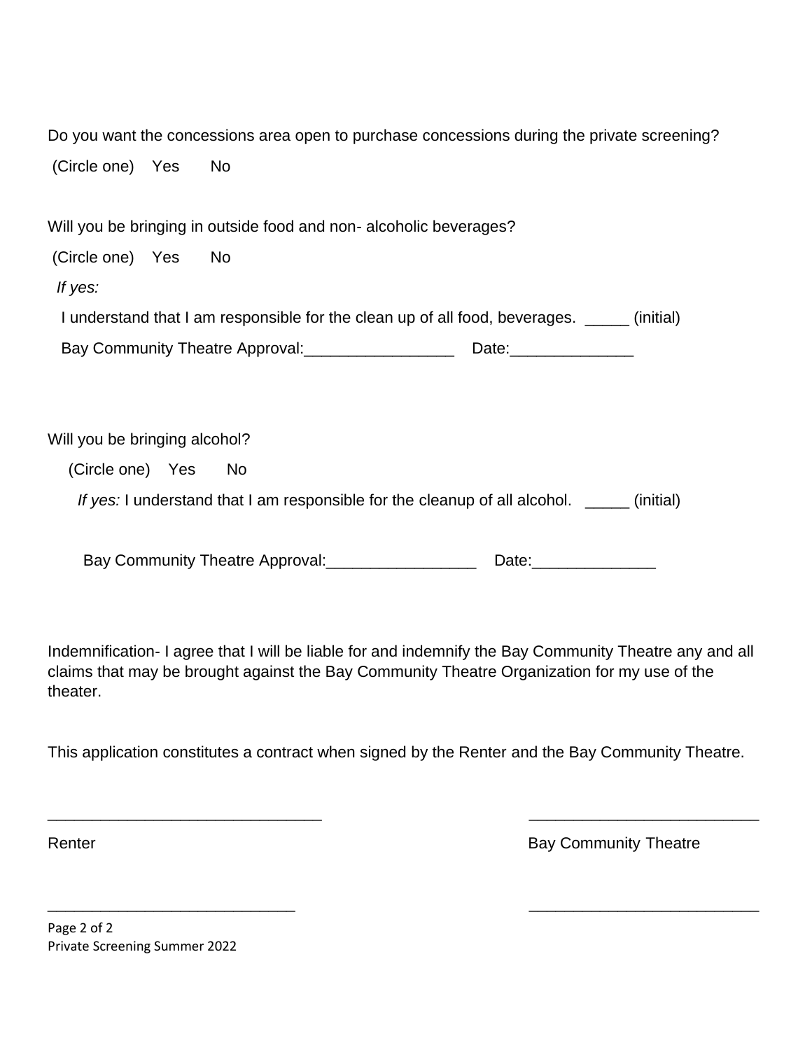Do you want the concessions area open to purchase concessions during the private screening?

(Circle one) Yes No

Will you be bringing in outside food and non- alcoholic beverages?

(Circle one) Yes No

*If yes:*

I understand that I am responsible for the clean up of all food, beverages. _____ (initial)

Bay Community Theatre Approval:_________________ Date:______________

Will you be bringing alcohol?

(Circle one) Yes No

*If yes:* I understand that I am responsible for the cleanup of all alcohol. _____ (initial)

Bay Community Theatre Approval:_________________ Date:______________

Indemnification- I agree that I will be liable for and indemnify the Bay Community Theatre any and all claims that may be brought against the Bay Community Theatre Organization for my use of the theater.

This application constitutes a contract when signed by the Renter and the Bay Community Theatre.

_______________________________ __________________________

Renter Bay Community Theatre

____________________________ __________________________

Private Screening Summer 2022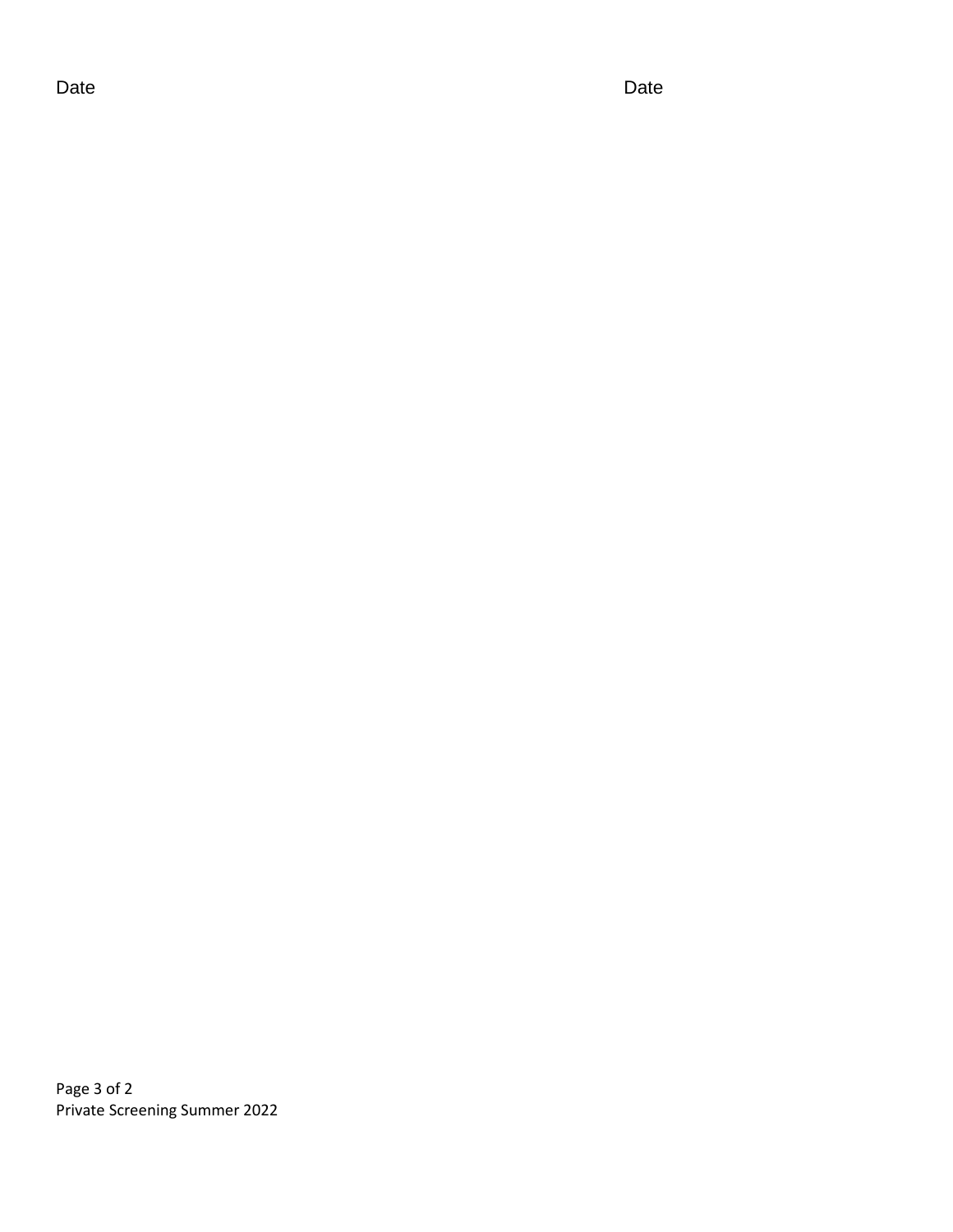Date Date